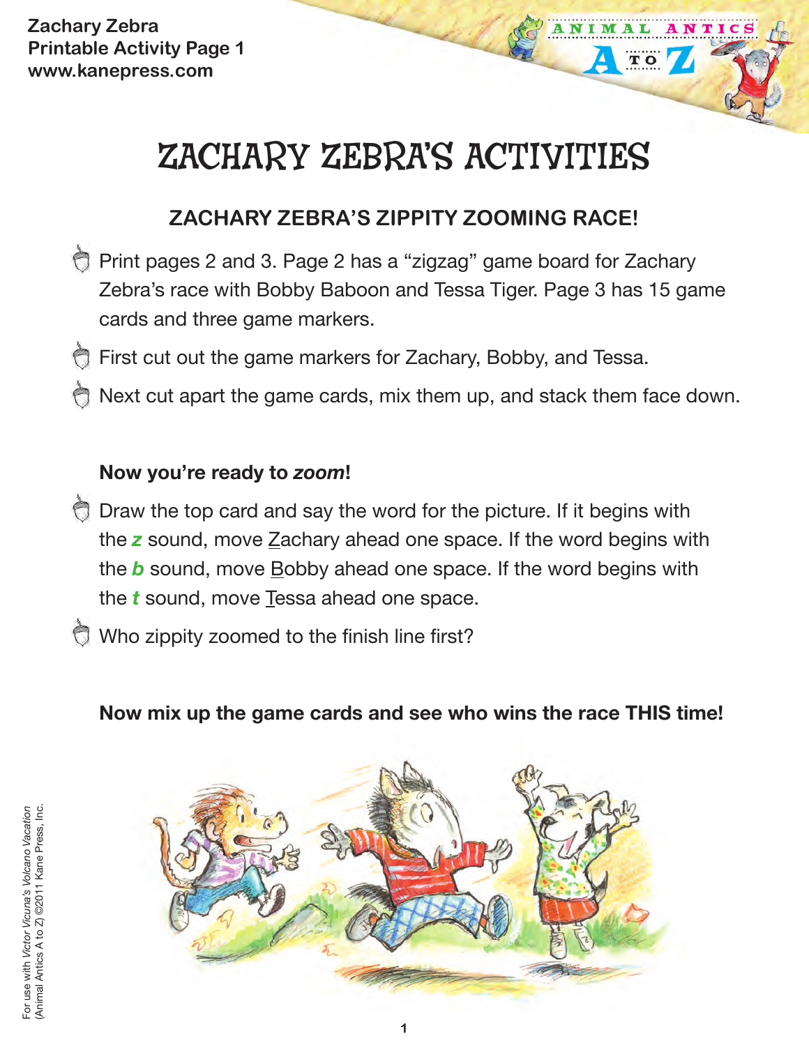Zachary Zebra
Printable Activity Page 1
www.kanepress.com

# ZACHARY ZEBRA'S ACTIVITIES

## ZACHARY ZEBRA'S ZIPPITY ZOOMING RACE!

- Print pages 2 and 3. Page 2 has a "zigzag" game board for Zachary Zebra's race with Bobby Baboon and Tessa Tiger. Page 3 has 15 game cards and three game markers.
- First cut out the game markers for Zachary, Bobby, and Tessa.
- Next cut apart the game cards, mix them up, and stack them face down.

**Now you're ready to *zoom*!**

- Draw the top card and say the word for the picture. If it begins with the ***z*** sound, move Zachary ahead one space. If the word begins with the ***b*** sound, move Bobby ahead one space. If the word begins with the ***t*** sound, move Tessa ahead one space.
- Who zippity zoomed to the finish line first?

**Now mix up the game cards and see who wins the race THIS time!**

For use with *Victor Vicuna's Volcano Vacation* (Animal Antics A to Z) ©2011 Kane Press, Inc.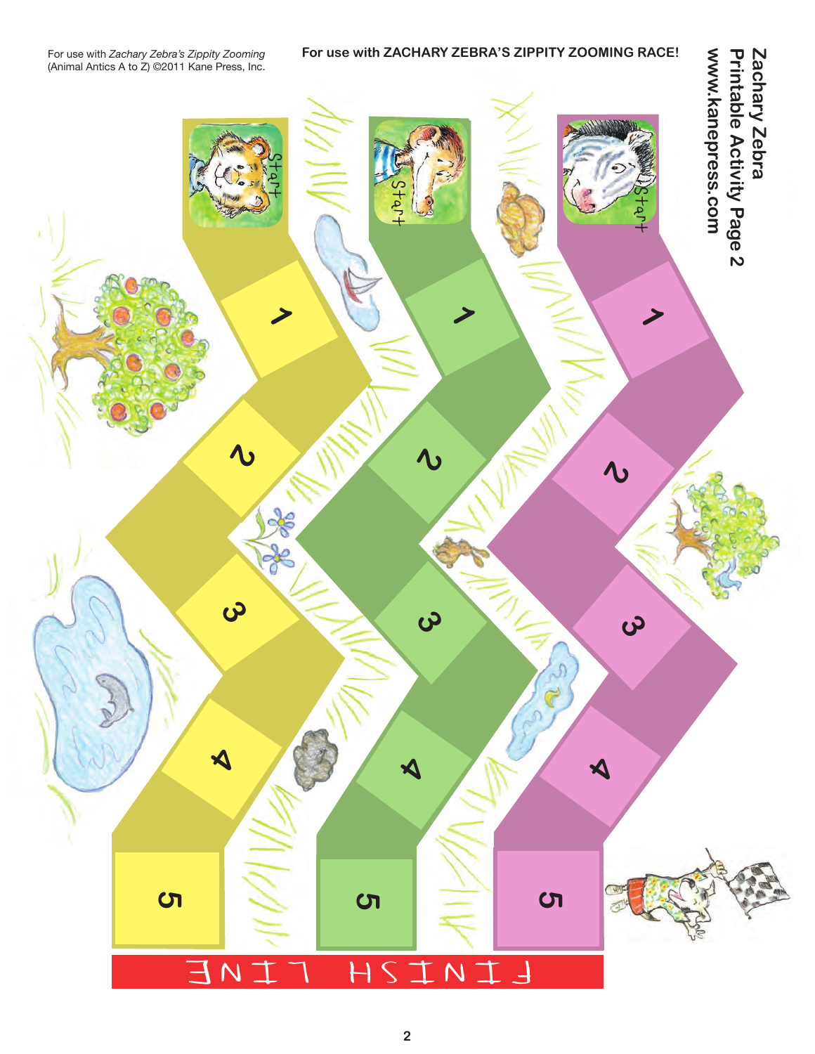For use with *Zachary Zebra's Zippity Zooming* (Animal Antics A to Z) ©2011 Kane Press, Inc.

**For use with ZACHARY ZEBRA'S ZIPPITY ZOOMING RACE!**

**Zachary Zebra**
**Printable Activity Page 2**
**www.kanepress.com**

Start

1

2

3

4

5

Start

1

2

3

4

5

Start

1

2

3

4

5

FINISH LINE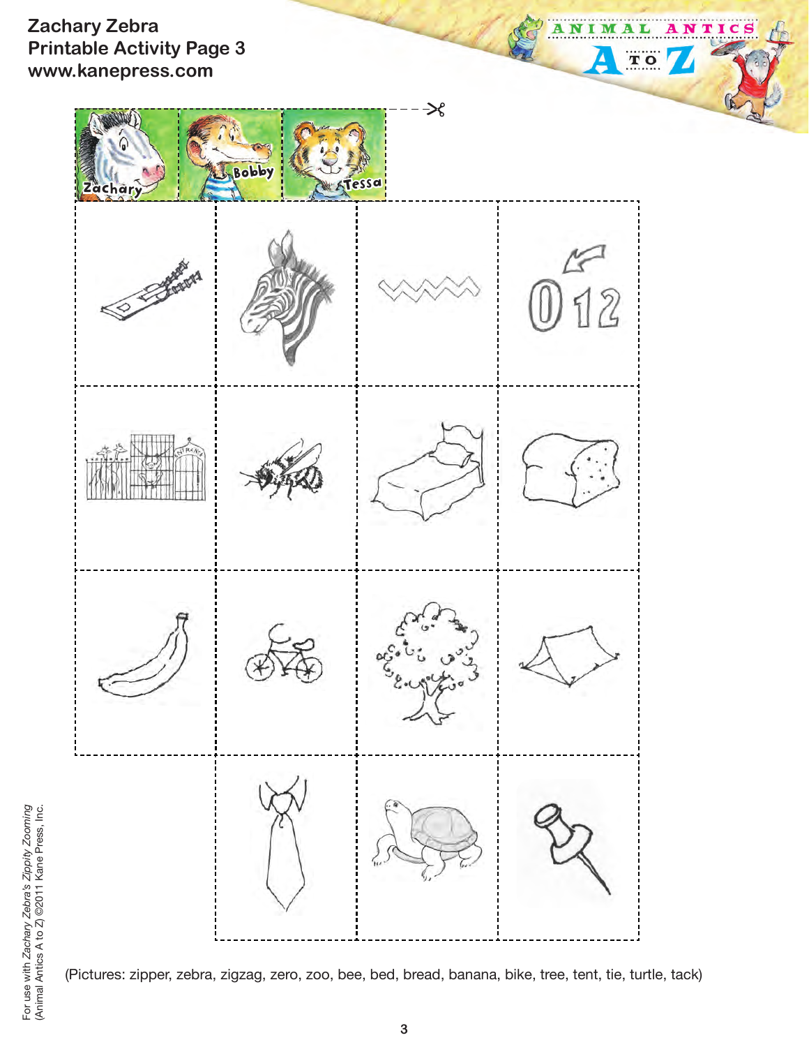**Zachary Zebra**
**Printable Activity Page 3**
**www.kanepress.com**

Zachary Bobby Tessa

(Pictures: zipper, zebra, zigzag, zero, zoo, bee, bed, bread, banana, bike, tree, tent, tie, turtle, tack)

For use with *Zachary Zebra's Zippity Zooming*
(Animal Antics A to Z) ©2011 Kane Press, Inc.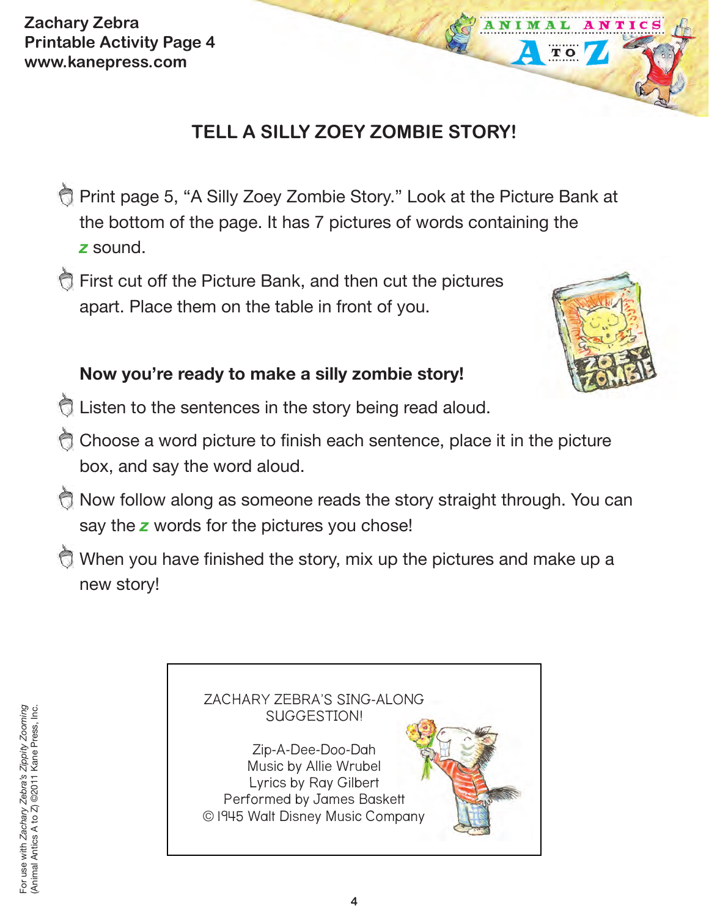Zachary Zebra
Printable Activity Page 4
www.kanepress.com

## TELL A SILLY ZOEY ZOMBIE STORY!

- Print page 5, "A Silly Zoey Zombie Story." Look at the Picture Bank at the bottom of the page. It has 7 pictures of words containing the *z* sound.
- First cut off the Picture Bank, and then cut the pictures apart. Place them on the table in front of you.

**Now you're ready to make a silly zombie story!**

- Listen to the sentences in the story being read aloud.
- Choose a word picture to finish each sentence, place it in the picture box, and say the word aloud.
- Now follow along as someone reads the story straight through. You can say the *z* words for the pictures you chose!
- When you have finished the story, mix up the pictures and make up a new story!

ZACHARY ZEBRA'S SING-ALONG SUGGESTION!

Zip-A-Dee-Doo-Dah
Music by Allie Wrubel
Lyrics by Ray Gilbert
Performed by James Baskett
© 1945 Walt Disney Music Company

For use with *Zachary Zebra's Zippity Zooming* (Animal Antics A to Z) ©2011 Kane Press, Inc.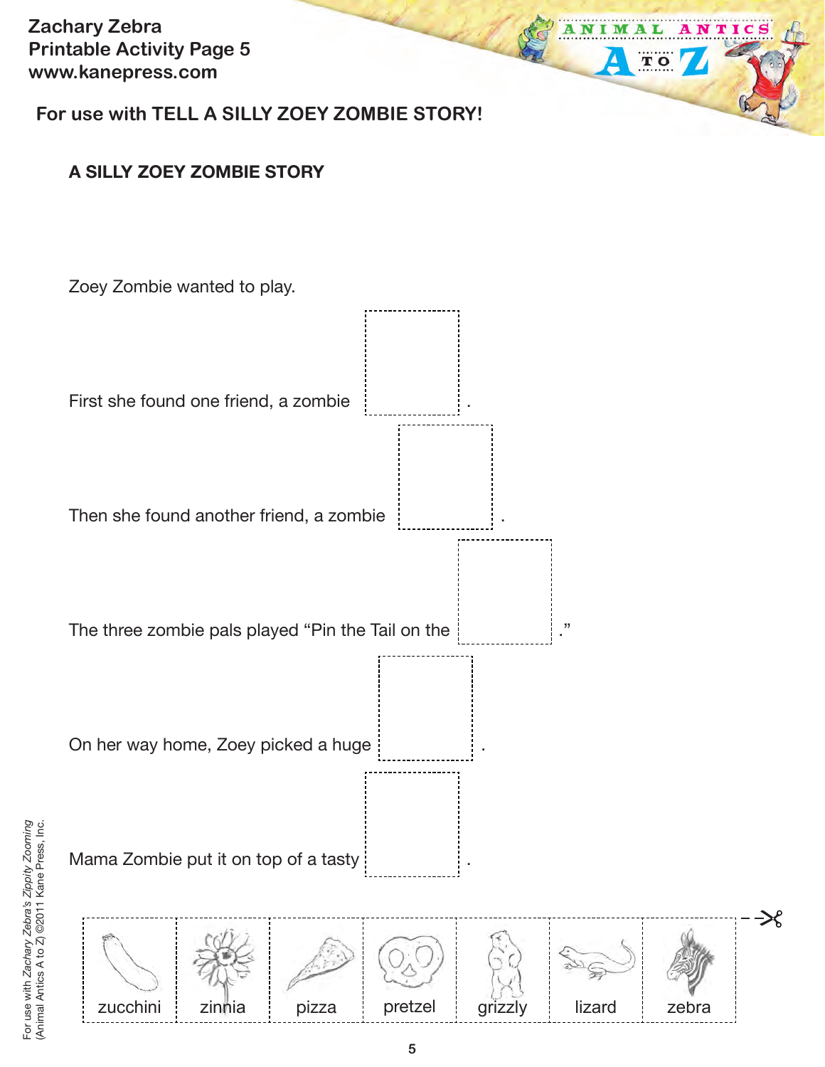Zachary Zebra
Printable Activity Page 5
www.kanepress.com

ANIMAL ANTICS A TO Z

**For use with TELL A SILLY ZOEY ZOMBIE STORY!**

## A SILLY ZOEY ZOMBIE STORY

Zoey Zombie wanted to play.

First she found one friend, a zombie ________.

Then she found another friend, a zombie ________.

The three zombie pals played "Pin the Tail on the ________."

On her way home, Zoey picked a huge ________.

Mama Zombie put it on top of a tasty ________.

| zucchini | zinnia | pizza | pretzel | grizzly | lizard | zebra |
|---|---|---|---|---|---|---|

For use with *Zachary Zebra's Zippity Zooming* (Animal Antics A to Z) ©2011 Kane Press, Inc.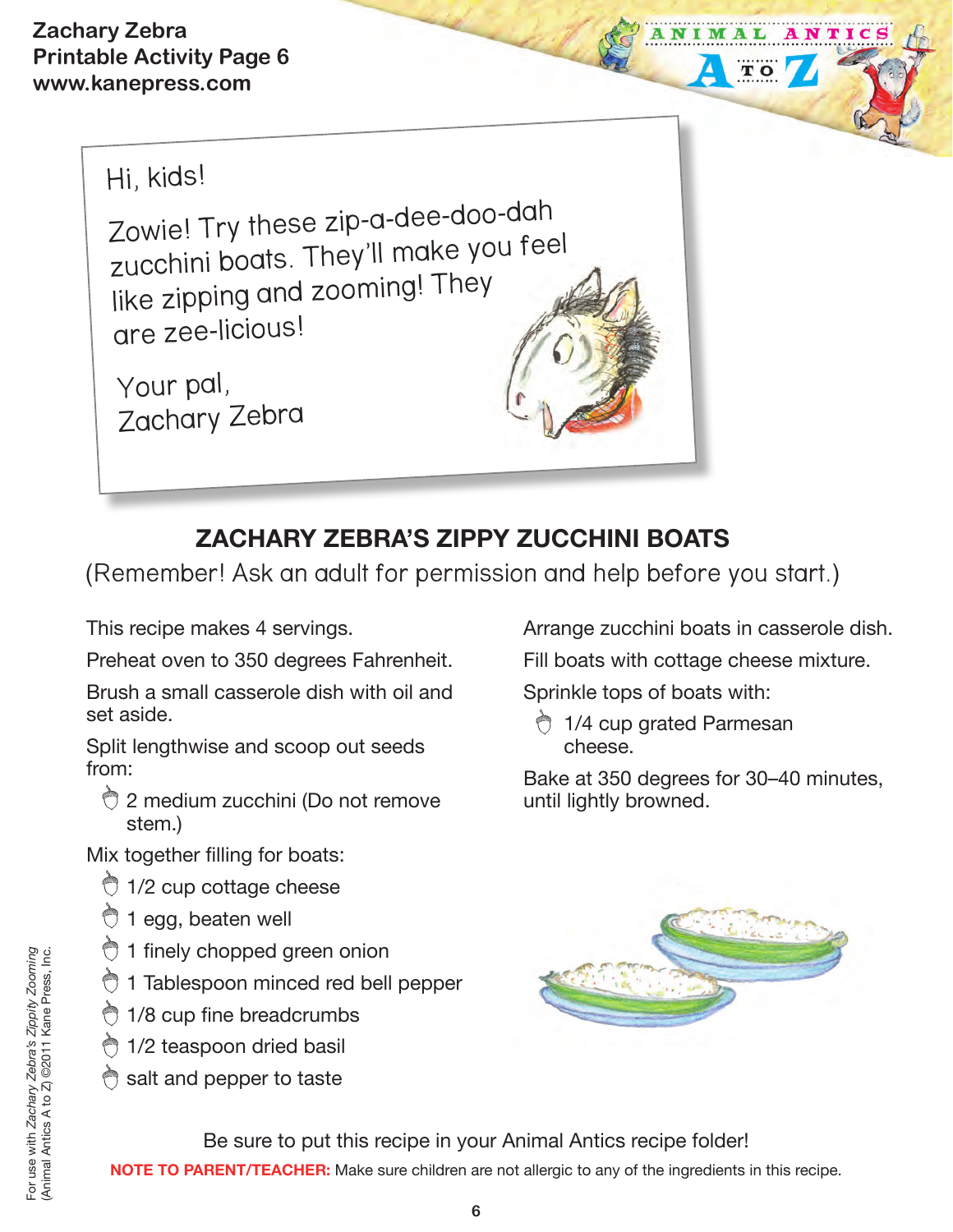Zachary Zebra
Printable Activity Page 6
www.kanepress.com

Hi, kids!

Zowie! Try these zip-a-dee-doo-dah zucchini boats. They'll make you feel like zipping and zooming! They are zee-licious!

Your pal,
Zachary Zebra

## ZACHARY ZEBRA'S ZIPPY ZUCCHINI BOATS

(Remember! Ask an adult for permission and help before you start.)

This recipe makes 4 servings.

Preheat oven to 350 degrees Fahrenheit.

Brush a small casserole dish with oil and set aside.

Split lengthwise and scoop out seeds from:

- 2 medium zucchini (Do not remove stem.)

Mix together filling for boats:

- 1/2 cup cottage cheese
- 1 egg, beaten well
- 1 finely chopped green onion
- 1 Tablespoon minced red bell pepper
- 1/8 cup fine breadcrumbs
- 1/2 teaspoon dried basil
- salt and pepper to taste

Arrange zucchini boats in casserole dish.

Fill boats with cottage cheese mixture.

Sprinkle tops of boats with:

- 1/4 cup grated Parmesan cheese.

Bake at 350 degrees for 30–40 minutes, until lightly browned.

Be sure to put this recipe in your Animal Antics recipe folder!

**NOTE TO PARENT/TEACHER:** Make sure children are not allergic to any of the ingredients in this recipe.

For use with *Zachary Zebra's Zippity Zooming* (Animal Antics A to Z) ©2011 Kane Press, Inc.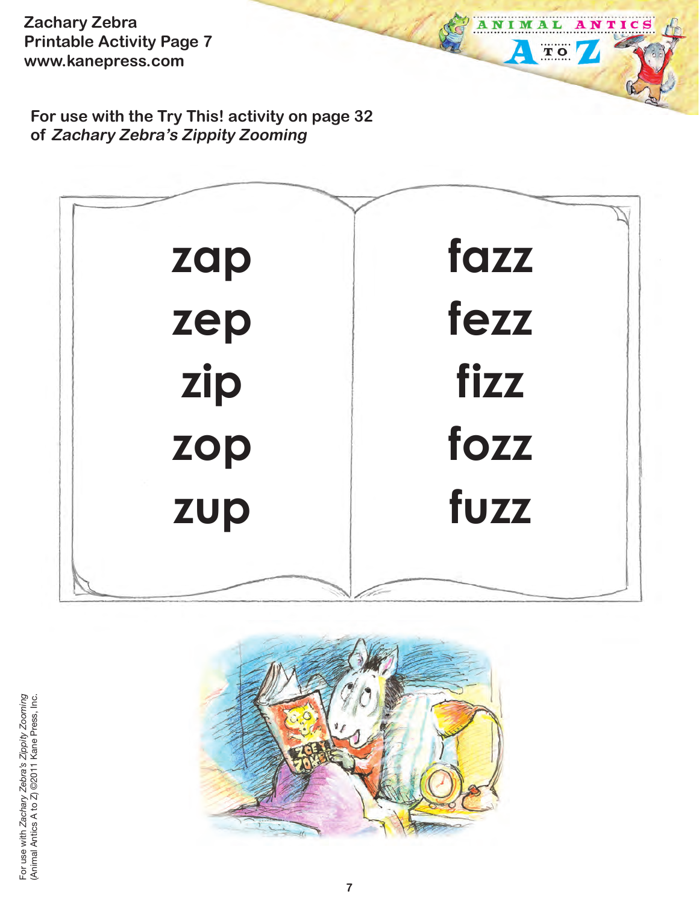Zachary Zebra
Printable Activity Page 7
www.kanepress.com

For use with the Try This! activity on page 32 of *Zachary Zebra's Zippity Zooming*

| | |
|---|---|
| zap | fazz |
| zep | fezz |
| zip | fizz |
| zop | fozz |
| zup | fuzz |

For use with *Zachary Zebra's Zippity Zooming* (Animal Antics A to Z) ©2011 Kane Press, Inc.